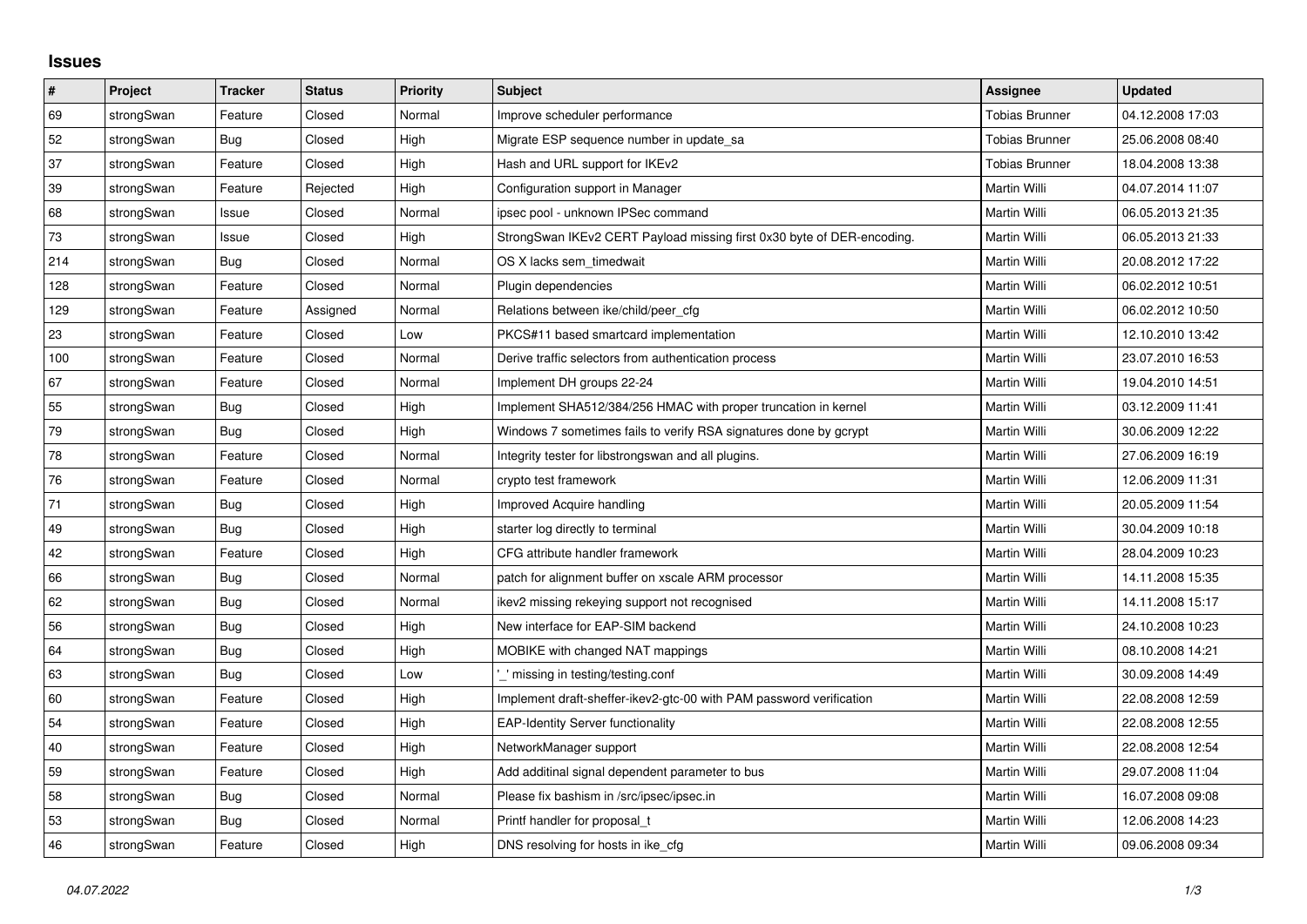# Issues

| # | Project | Tracker | Status | Priority | Subject | Assignee | Updated |
|---|---|---|---|---|---|---|---|
| 69 | strongSwan | Feature | Closed | Normal | Improve scheduler performance | Tobias Brunner | 04.12.2008 17:03 |
| 52 | strongSwan | Bug | Closed | High | Migrate ESP sequence number in update_sa | Tobias Brunner | 25.06.2008 08:40 |
| 37 | strongSwan | Feature | Closed | High | Hash and URL support for IKEv2 | Tobias Brunner | 18.04.2008 13:38 |
| 39 | strongSwan | Feature | Rejected | High | Configuration support in Manager | Martin Willi | 04.07.2014 11:07 |
| 68 | strongSwan | Issue | Closed | Normal | ipsec pool - unknown IPSec command | Martin Willi | 06.05.2013 21:35 |
| 73 | strongSwan | Issue | Closed | High | StrongSwan IKEv2 CERT Payload missing first 0x30 byte of DER-encoding. | Martin Willi | 06.05.2013 21:33 |
| 214 | strongSwan | Bug | Closed | Normal | OS X lacks sem_timedwait | Martin Willi | 20.08.2012 17:22 |
| 128 | strongSwan | Feature | Closed | Normal | Plugin dependencies | Martin Willi | 06.02.2012 10:51 |
| 129 | strongSwan | Feature | Assigned | Normal | Relations between ike/child/peer_cfg | Martin Willi | 06.02.2012 10:50 |
| 23 | strongSwan | Feature | Closed | Low | PKCS#11 based smartcard implementation | Martin Willi | 12.10.2010 13:42 |
| 100 | strongSwan | Feature | Closed | Normal | Derive traffic selectors from authentication process | Martin Willi | 23.07.2010 16:53 |
| 67 | strongSwan | Feature | Closed | Normal | Implement DH groups 22-24 | Martin Willi | 19.04.2010 14:51 |
| 55 | strongSwan | Bug | Closed | High | Implement SHA512/384/256 HMAC with proper truncation in kernel | Martin Willi | 03.12.2009 11:41 |
| 79 | strongSwan | Bug | Closed | High | Windows 7 sometimes fails to verify RSA signatures done by gcrypt | Martin Willi | 30.06.2009 12:22 |
| 78 | strongSwan | Feature | Closed | Normal | Integrity tester for libstrongswan and all plugins. | Martin Willi | 27.06.2009 16:19 |
| 76 | strongSwan | Feature | Closed | Normal | crypto test framework | Martin Willi | 12.06.2009 11:31 |
| 71 | strongSwan | Bug | Closed | High | Improved Acquire handling | Martin Willi | 20.05.2009 11:54 |
| 49 | strongSwan | Bug | Closed | High | starter log directly to terminal | Martin Willi | 30.04.2009 10:18 |
| 42 | strongSwan | Feature | Closed | High | CFG attribute handler framework | Martin Willi | 28.04.2009 10:23 |
| 66 | strongSwan | Bug | Closed | Normal | patch for alignment buffer on xscale ARM processor | Martin Willi | 14.11.2008 15:35 |
| 62 | strongSwan | Bug | Closed | Normal | ikev2 missing rekeying support not recognised | Martin Willi | 14.11.2008 15:17 |
| 56 | strongSwan | Bug | Closed | High | New interface for EAP-SIM backend | Martin Willi | 24.10.2008 10:23 |
| 64 | strongSwan | Bug | Closed | High | MOBIKE with changed NAT mappings | Martin Willi | 08.10.2008 14:21 |
| 63 | strongSwan | Bug | Closed | Low | '_' missing in testing/testing.conf | Martin Willi | 30.09.2008 14:49 |
| 60 | strongSwan | Feature | Closed | High | Implement draft-sheffer-ikev2-gtc-00 with PAM password verification | Martin Willi | 22.08.2008 12:59 |
| 54 | strongSwan | Feature | Closed | High | EAP-Identity Server functionality | Martin Willi | 22.08.2008 12:55 |
| 40 | strongSwan | Feature | Closed | High | NetworkManager support | Martin Willi | 22.08.2008 12:54 |
| 59 | strongSwan | Feature | Closed | High | Add additinal signal dependent parameter to bus | Martin Willi | 29.07.2008 11:04 |
| 58 | strongSwan | Bug | Closed | Normal | Please fix bashism in /src/ipsec/ipsec.in | Martin Willi | 16.07.2008 09:08 |
| 53 | strongSwan | Bug | Closed | Normal | Printf handler for proposal_t | Martin Willi | 12.06.2008 14:23 |
| 46 | strongSwan | Feature | Closed | High | DNS resolving for hosts in ike_cfg | Martin Willi | 09.06.2008 09:34 |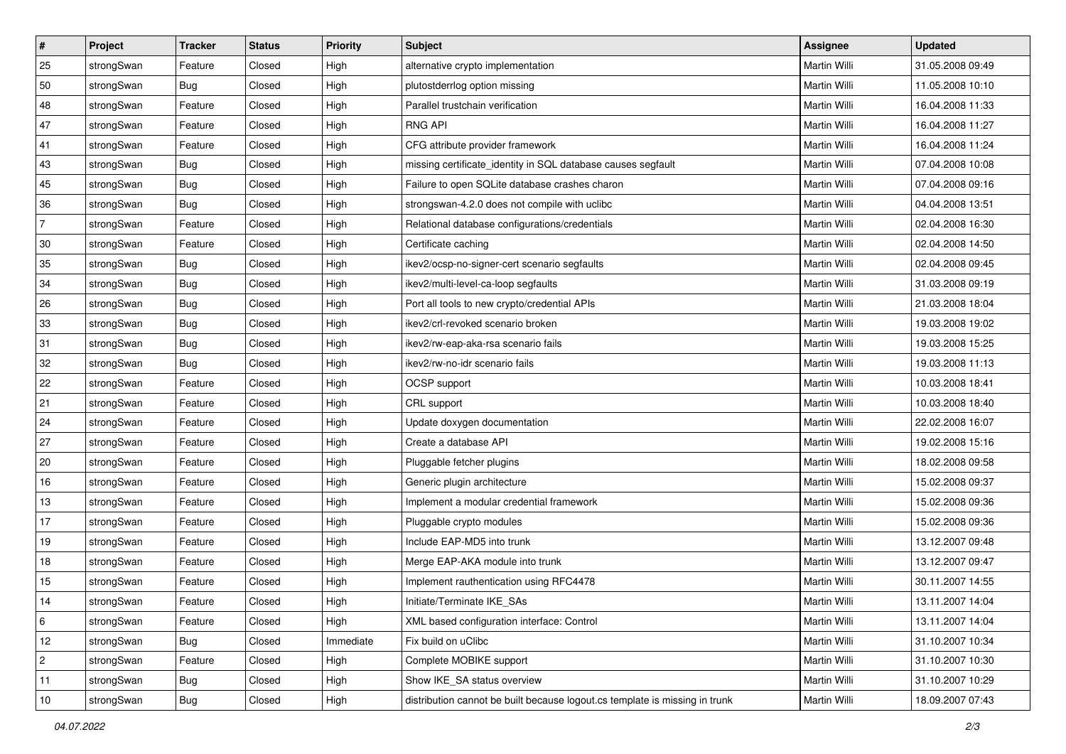| # | Project | Tracker | Status | Priority | Subject | Assignee | Updated |
|---|---|---|---|---|---|---|---|
| 25 | strongSwan | Feature | Closed | High | alternative crypto implementation | Martin Willi | 31.05.2008 09:49 |
| 50 | strongSwan | Bug | Closed | High | plutostderrlog option missing | Martin Willi | 11.05.2008 10:10 |
| 48 | strongSwan | Feature | Closed | High | Parallel trustchain verification | Martin Willi | 16.04.2008 11:33 |
| 47 | strongSwan | Feature | Closed | High | RNG API | Martin Willi | 16.04.2008 11:27 |
| 41 | strongSwan | Feature | Closed | High | CFG attribute provider framework | Martin Willi | 16.04.2008 11:24 |
| 43 | strongSwan | Bug | Closed | High | missing certificate_identity in SQL database causes segfault | Martin Willi | 07.04.2008 10:08 |
| 45 | strongSwan | Bug | Closed | High | Failure to open SQLite database crashes charon | Martin Willi | 07.04.2008 09:16 |
| 36 | strongSwan | Bug | Closed | High | strongswan-4.2.0 does not compile with uclibc | Martin Willi | 04.04.2008 13:51 |
| 7 | strongSwan | Feature | Closed | High | Relational database configurations/credentials | Martin Willi | 02.04.2008 16:30 |
| 30 | strongSwan | Feature | Closed | High | Certificate caching | Martin Willi | 02.04.2008 14:50 |
| 35 | strongSwan | Bug | Closed | High | ikev2/ocsp-no-signer-cert scenario segfaults | Martin Willi | 02.04.2008 09:45 |
| 34 | strongSwan | Bug | Closed | High | ikev2/multi-level-ca-loop segfaults | Martin Willi | 31.03.2008 09:19 |
| 26 | strongSwan | Bug | Closed | High | Port all tools to new crypto/credential APIs | Martin Willi | 21.03.2008 18:04 |
| 33 | strongSwan | Bug | Closed | High | ikev2/crl-revoked scenario broken | Martin Willi | 19.03.2008 19:02 |
| 31 | strongSwan | Bug | Closed | High | ikev2/rw-eap-aka-rsa scenario fails | Martin Willi | 19.03.2008 15:25 |
| 32 | strongSwan | Bug | Closed | High | ikev2/rw-no-idr scenario fails | Martin Willi | 19.03.2008 11:13 |
| 22 | strongSwan | Feature | Closed | High | OCSP support | Martin Willi | 10.03.2008 18:41 |
| 21 | strongSwan | Feature | Closed | High | CRL support | Martin Willi | 10.03.2008 18:40 |
| 24 | strongSwan | Feature | Closed | High | Update doxygen documentation | Martin Willi | 22.02.2008 16:07 |
| 27 | strongSwan | Feature | Closed | High | Create a database API | Martin Willi | 19.02.2008 15:16 |
| 20 | strongSwan | Feature | Closed | High | Pluggable fetcher plugins | Martin Willi | 18.02.2008 09:58 |
| 16 | strongSwan | Feature | Closed | High | Generic plugin architecture | Martin Willi | 15.02.2008 09:37 |
| 13 | strongSwan | Feature | Closed | High | Implement a modular credential framework | Martin Willi | 15.02.2008 09:36 |
| 17 | strongSwan | Feature | Closed | High | Pluggable crypto modules | Martin Willi | 15.02.2008 09:36 |
| 19 | strongSwan | Feature | Closed | High | Include EAP-MD5 into trunk | Martin Willi | 13.12.2007 09:48 |
| 18 | strongSwan | Feature | Closed | High | Merge EAP-AKA module into trunk | Martin Willi | 13.12.2007 09:47 |
| 15 | strongSwan | Feature | Closed | High | Implement rauthentication using RFC4478 | Martin Willi | 30.11.2007 14:55 |
| 14 | strongSwan | Feature | Closed | High | Initiate/Terminate IKE_SAs | Martin Willi | 13.11.2007 14:04 |
| 6 | strongSwan | Feature | Closed | High | XML based configuration interface: Control | Martin Willi | 13.11.2007 14:04 |
| 12 | strongSwan | Bug | Closed | Immediate | Fix build on uClibc | Martin Willi | 31.10.2007 10:34 |
| 2 | strongSwan | Feature | Closed | High | Complete MOBIKE support | Martin Willi | 31.10.2007 10:30 |
| 11 | strongSwan | Bug | Closed | High | Show IKE_SA status overview | Martin Willi | 31.10.2007 10:29 |
| 10 | strongSwan | Bug | Closed | High | distribution cannot be built because logout.cs template is missing in trunk | Martin Willi | 18.09.2007 07:43 |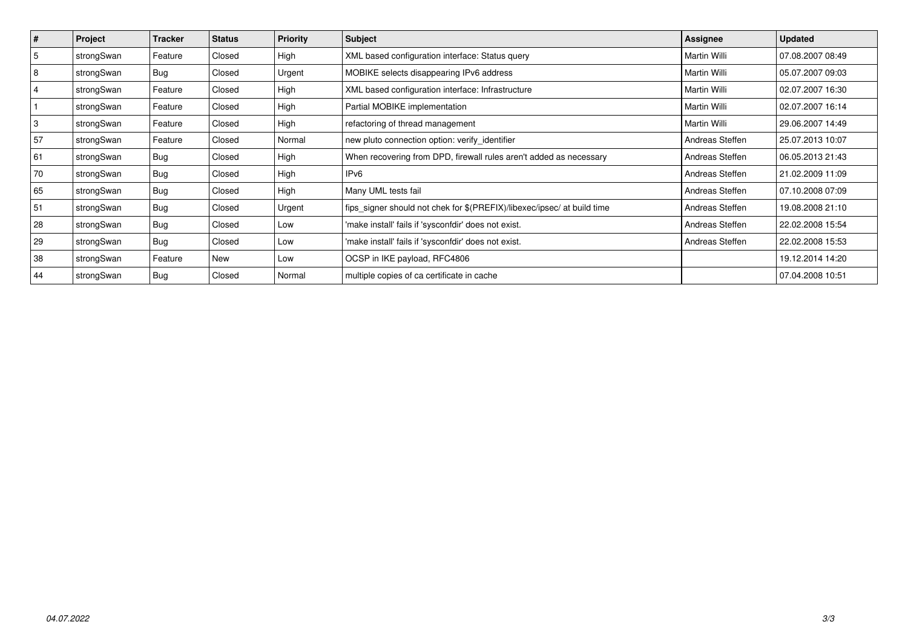| # | Project | Tracker | Status | Priority | Subject | Assignee | Updated |
|---|---|---|---|---|---|---|---|
| 5 | strongSwan | Feature | Closed | High | XML based configuration interface: Status query | Martin Willi | 07.08.2007 08:49 |
| 8 | strongSwan | Bug | Closed | Urgent | MOBIKE selects disappearing IPv6 address | Martin Willi | 05.07.2007 09:03 |
| 4 | strongSwan | Feature | Closed | High | XML based configuration interface: Infrastructure | Martin Willi | 02.07.2007 16:30 |
| 1 | strongSwan | Feature | Closed | High | Partial MOBIKE implementation | Martin Willi | 02.07.2007 16:14 |
| 3 | strongSwan | Feature | Closed | High | refactoring of thread management | Martin Willi | 29.06.2007 14:49 |
| 57 | strongSwan | Feature | Closed | Normal | new pluto connection option: verify_identifier | Andreas Steffen | 25.07.2013 10:07 |
| 61 | strongSwan | Bug | Closed | High | When recovering from DPD, firewall rules aren't added as necessary | Andreas Steffen | 06.05.2013 21:43 |
| 70 | strongSwan | Bug | Closed | High | IPv6 | Andreas Steffen | 21.02.2009 11:09 |
| 65 | strongSwan | Bug | Closed | High | Many UML tests fail | Andreas Steffen | 07.10.2008 07:09 |
| 51 | strongSwan | Bug | Closed | Urgent | fips_signer should not chek for $(PREFIX)/libexec/ipsec/ at build time | Andreas Steffen | 19.08.2008 21:10 |
| 28 | strongSwan | Bug | Closed | Low | 'make install' fails if 'sysconfdir' does not exist. | Andreas Steffen | 22.02.2008 15:54 |
| 29 | strongSwan | Bug | Closed | Low | 'make install' fails if 'sysconfdir' does not exist. | Andreas Steffen | 22.02.2008 15:53 |
| 38 | strongSwan | Feature | New | Low | OCSP in IKE payload, RFC4806 | | 19.12.2014 14:20 |
| 44 | strongSwan | Bug | Closed | Normal | multiple copies of ca certificate in cache | | 07.04.2008 10:51 |